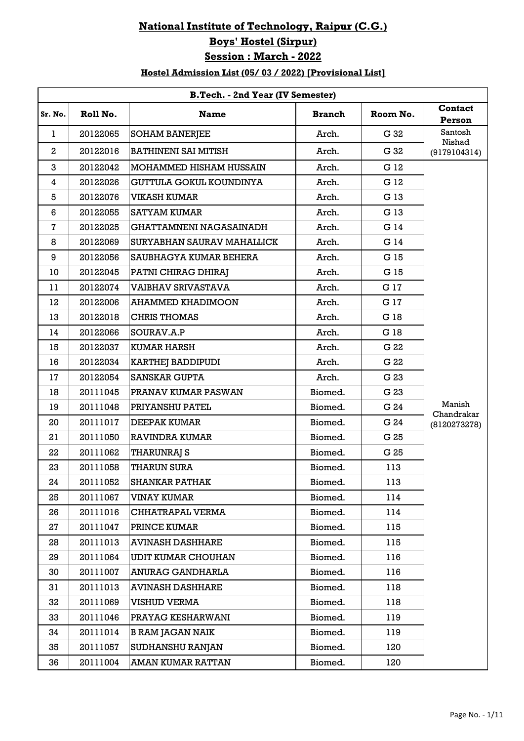# National Institute of Technology, Raipur (C.G.)

## Boys' Hostel (Sirpur)

## Session : March - 2022

### Hostel Admission List (05/ 03 / 2022) [Provisional List]

| B.Tech. - 2nd Year (IV Semester) | | | | | |
|---|---|---|---|---|---|
| **Sr. No.** | **Roll No.** | **Name** | **Branch** | **Room No.** | **Contact Person** |
| 1 | 20122065 | SOHAM BANERJEE | Arch. | G 32 | Santosh Nishad (9179104314) |
| 2 | 20122016 | BATHINENI SAI MITISH | Arch. | G 32 | |
| 3 | 20122042 | MOHAMMED HISHAM HUSSAIN | Arch. | G 12 | Manish Chandrakar (8120273278) |
| 4 | 20122026 | GUTTULA GOKUL KOUNDINYA | Arch. | G 12 | |
| 5 | 20122076 | VIKASH KUMAR | Arch. | G 13 | |
| 6 | 20122055 | SATYAM KUMAR | Arch. | G 13 | |
| 7 | 20122025 | GHATTAMNENI NAGASAINADH | Arch. | G 14 | |
| 8 | 20122069 | SURYABHAN SAURAV MAHALLICK | Arch. | G 14 | |
| 9 | 20122056 | SAUBHAGYA KUMAR BEHERA | Arch. | G 15 | |
| 10 | 20122045 | PATNI CHIRAG DHIRAJ | Arch. | G 15 | |
| 11 | 20122074 | VAIBHAV SRIVASTAVA | Arch. | G 17 | |
| 12 | 20122006 | AHAMMED KHADIMOON | Arch. | G 17 | |
| 13 | 20122018 | CHRIS THOMAS | Arch. | G 18 | |
| 14 | 20122066 | SOURAV.A.P | Arch. | G 18 | |
| 15 | 20122037 | KUMAR HARSH | Arch. | G 22 | |
| 16 | 20122034 | KARTHEJ BADDIPUDI | Arch. | G 22 | |
| 17 | 20122054 | SANSKAR GUPTA | Arch. | G 23 | |
| 18 | 20111045 | PRANAV KUMAR PASWAN | Biomed. | G 23 | |
| 19 | 20111048 | PRIYANSHU PATEL | Biomed. | G 24 | |
| 20 | 20111017 | DEEPAK KUMAR | Biomed. | G 24 | |
| 21 | 20111050 | RAVINDRA KUMAR | Biomed. | G 25 | |
| 22 | 20111062 | THARUNRAJ S | Biomed. | G 25 | |
| 23 | 20111058 | THARUN SURA | Biomed. | 113 | |
| 24 | 20111052 | SHANKAR PATHAK | Biomed. | 113 | |
| 25 | 20111067 | VINAY KUMAR | Biomed. | 114 | |
| 26 | 20111016 | CHHATRAPAL VERMA | Biomed. | 114 | |
| 27 | 20111047 | PRINCE KUMAR | Biomed. | 115 | |
| 28 | 20111013 | AVINASH DASHHARE | Biomed. | 115 | |
| 29 | 20111064 | UDIT KUMAR CHOUHAN | Biomed. | 116 | |
| 30 | 20111007 | ANURAG GANDHARLA | Biomed. | 116 | |
| 31 | 20111013 | AVINASH DASHHARE | Biomed. | 118 | |
| 32 | 20111069 | VISHUD VERMA | Biomed. | 118 | |
| 33 | 20111046 | PRAYAG KESHARWANI | Biomed. | 119 | |
| 34 | 20111014 | B RAM JAGAN NAIK | Biomed. | 119 | |
| 35 | 20111057 | SUDHANSHU RANJAN | Biomed. | 120 | |
| 36 | 20111004 | AMAN KUMAR RATTAN | Biomed. | 120 | |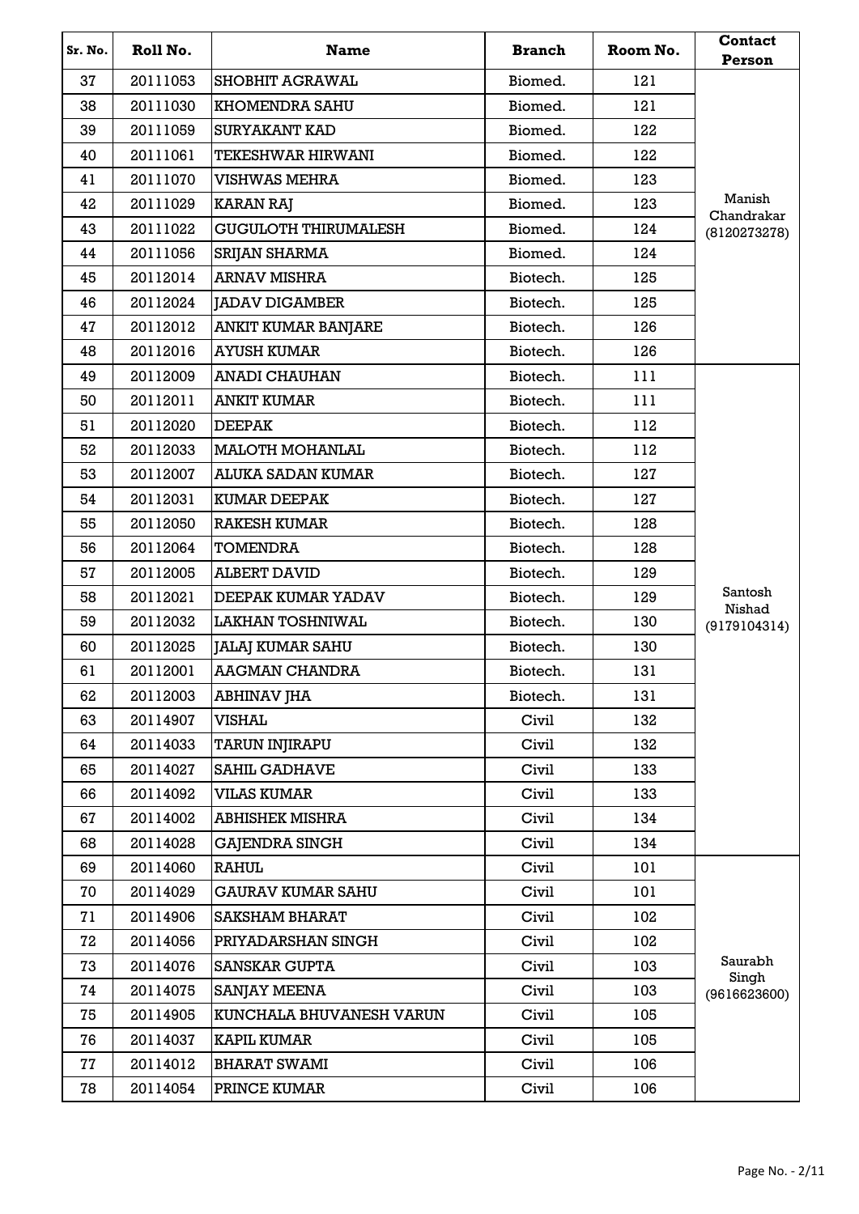| Sr. No. | Roll No. | Name | Branch | Room No. | Contact Person |
|---|---|---|---|---|---|
| 37 | 20111053 | SHOBHIT AGRAWAL | Biomed. | 121 | Manish Chandrakar (8120273278) |
| 38 | 20111030 | KHOMENDRA SAHU | Biomed. | 121 | |
| 39 | 20111059 | SURYAKANT KAD | Biomed. | 122 | |
| 40 | 20111061 | TEKESHWAR HIRWANI | Biomed. | 122 | |
| 41 | 20111070 | VISHWAS MEHRA | Biomed. | 123 | |
| 42 | 20111029 | KARAN RAJ | Biomed. | 123 | |
| 43 | 20111022 | GUGULOTH THIRUMALESH | Biomed. | 124 | |
| 44 | 20111056 | SRIJAN SHARMA | Biomed. | 124 | |
| 45 | 20112014 | ARNAV MISHRA | Biotech. | 125 | |
| 46 | 20112024 | JADAV DIGAMBER | Biotech. | 125 | |
| 47 | 20112012 | ANKIT KUMAR BANJARE | Biotech. | 126 | |
| 48 | 20112016 | AYUSH KUMAR | Biotech. | 126 | |
| 49 | 20112009 | ANADI CHAUHAN | Biotech. | 111 | Santosh Nishad (9179104314) |
| 50 | 20112011 | ANKIT KUMAR | Biotech. | 111 | |
| 51 | 20112020 | DEEPAK | Biotech. | 112 | |
| 52 | 20112033 | MALOTH MOHANLAL | Biotech. | 112 | |
| 53 | 20112007 | ALUKA SADAN KUMAR | Biotech. | 127 | |
| 54 | 20112031 | KUMAR DEEPAK | Biotech. | 127 | |
| 55 | 20112050 | RAKESH KUMAR | Biotech. | 128 | |
| 56 | 20112064 | TOMENDRA | Biotech. | 128 | |
| 57 | 20112005 | ALBERT DAVID | Biotech. | 129 | |
| 58 | 20112021 | DEEPAK KUMAR YADAV | Biotech. | 129 | |
| 59 | 20112032 | LAKHAN TOSHNIWAL | Biotech. | 130 | |
| 60 | 20112025 | JALAJ KUMAR SAHU | Biotech. | 130 | |
| 61 | 20112001 | AAGMAN CHANDRA | Biotech. | 131 | |
| 62 | 20112003 | ABHINAV JHA | Biotech. | 131 | |
| 63 | 20114907 | VISHAL | Civil | 132 | |
| 64 | 20114033 | TARUN INJIRAPU | Civil | 132 | |
| 65 | 20114027 | SAHIL GADHAVE | Civil | 133 | |
| 66 | 20114092 | VILAS KUMAR | Civil | 133 | |
| 67 | 20114002 | ABHISHEK MISHRA | Civil | 134 | |
| 68 | 20114028 | GAJENDRA SINGH | Civil | 134 | |
| 69 | 20114060 | RAHUL | Civil | 101 | Saurabh Singh (9616623600) |
| 70 | 20114029 | GAURAV KUMAR SAHU | Civil | 101 | |
| 71 | 20114906 | SAKSHAM BHARAT | Civil | 102 | |
| 72 | 20114056 | PRIYADARSHAN SINGH | Civil | 102 | |
| 73 | 20114076 | SANSKAR GUPTA | Civil | 103 | |
| 74 | 20114075 | SANJAY MEENA | Civil | 103 | |
| 75 | 20114905 | KUNCHALA BHUVANESH VARUN | Civil | 105 | |
| 76 | 20114037 | KAPIL KUMAR | Civil | 105 | |
| 77 | 20114012 | BHARAT SWAMI | Civil | 106 | |
| 78 | 20114054 | PRINCE KUMAR | Civil | 106 | |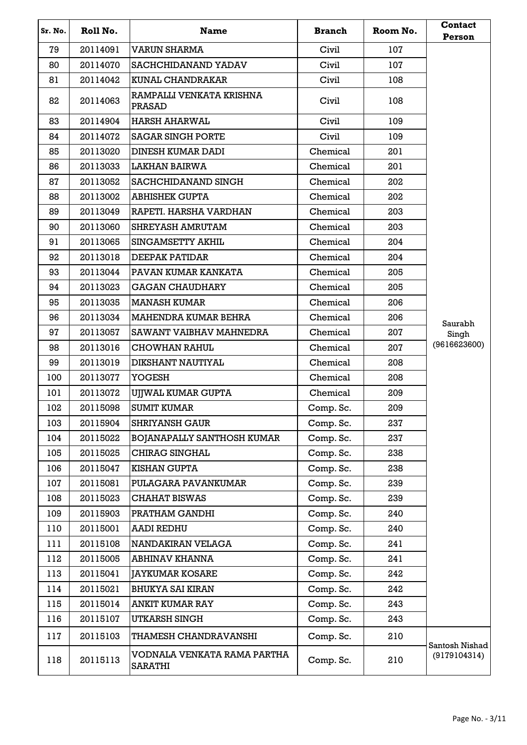| Sr. No. | Roll No. | Name | Branch | Room No. | Contact Person |
|---|---|---|---|---|---|
| 79 | 20114091 | VARUN SHARMA | Civil | 107 | Saurabh Singh (9616623600) |
| 80 | 20114070 | SACHCHIDANAND YADAV | Civil | 107 | |
| 81 | 20114042 | KUNAL CHANDRAKAR | Civil | 108 | |
| 82 | 20114063 | RAMPALLI VENKATA KRISHNA PRASAD | Civil | 108 | |
| 83 | 20114904 | HARSH AHARWAL | Civil | 109 | |
| 84 | 20114072 | SAGAR SINGH PORTE | Civil | 109 | |
| 85 | 20113020 | DINESH KUMAR DADI | Chemical | 201 | |
| 86 | 20113033 | LAKHAN BAIRWA | Chemical | 201 | |
| 87 | 20113052 | SACHCHIDANAND SINGH | Chemical | 202 | |
| 88 | 20113002 | ABHISHEK GUPTA | Chemical | 202 | |
| 89 | 20113049 | RAPETI. HARSHA VARDHAN | Chemical | 203 | |
| 90 | 20113060 | SHREYASH AMRUTAM | Chemical | 203 | |
| 91 | 20113065 | SINGAMSETTY AKHIL | Chemical | 204 | |
| 92 | 20113018 | DEEPAK PATIDAR | Chemical | 204 | |
| 93 | 20113044 | PAVAN KUMAR KANKATA | Chemical | 205 | |
| 94 | 20113023 | GAGAN CHAUDHARY | Chemical | 205 | |
| 95 | 20113035 | MANASH KUMAR | Chemical | 206 | |
| 96 | 20113034 | MAHENDRA KUMAR BEHRA | Chemical | 206 | |
| 97 | 20113057 | SAWANT VAIBHAV MAHNEDRA | Chemical | 207 | |
| 98 | 20113016 | CHOWHAN RAHUL | Chemical | 207 | |
| 99 | 20113019 | DIKSHANT NAUTIYAL | Chemical | 208 | |
| 100 | 20113077 | YOGESH | Chemical | 208 | |
| 101 | 20113072 | UJJWAL KUMAR GUPTA | Chemical | 209 | |
| 102 | 20115098 | SUMIT KUMAR | Comp. Sc. | 209 | |
| 103 | 20115904 | SHRIYANSH GAUR | Comp. Sc. | 237 | |
| 104 | 20115022 | BOJANAPALLY SANTHOSH KUMAR | Comp. Sc. | 237 | |
| 105 | 20115025 | CHIRAG SINGHAL | Comp. Sc. | 238 | |
| 106 | 20115047 | KISHAN GUPTA | Comp. Sc. | 238 | |
| 107 | 20115081 | PULAGARA PAVANKUMAR | Comp. Sc. | 239 | |
| 108 | 20115023 | CHAHAT BISWAS | Comp. Sc. | 239 | |
| 109 | 20115903 | PRATHAM GANDHI | Comp. Sc. | 240 | |
| 110 | 20115001 | AADI REDHU | Comp. Sc. | 240 | |
| 111 | 20115108 | NANDAKIRAN VELAGA | Comp. Sc. | 241 | |
| 112 | 20115005 | ABHINAV KHANNA | Comp. Sc. | 241 | |
| 113 | 20115041 | JAYKUMAR KOSARE | Comp. Sc. | 242 | |
| 114 | 20115021 | BHUKYA SAI KIRAN | Comp. Sc. | 242 | |
| 115 | 20115014 | ANKIT KUMAR RAY | Comp. Sc. | 243 | |
| 116 | 20115107 | UTKARSH SINGH | Comp. Sc. | 243 | |
| 117 | 20115103 | THAMESH CHANDRAVANSHI | Comp. Sc. | 210 | Santosh Nishad (9179104314) |
| 118 | 20115113 | VODNALA VENKATA RAMA PARTHA SARATHI | Comp. Sc. | 210 | |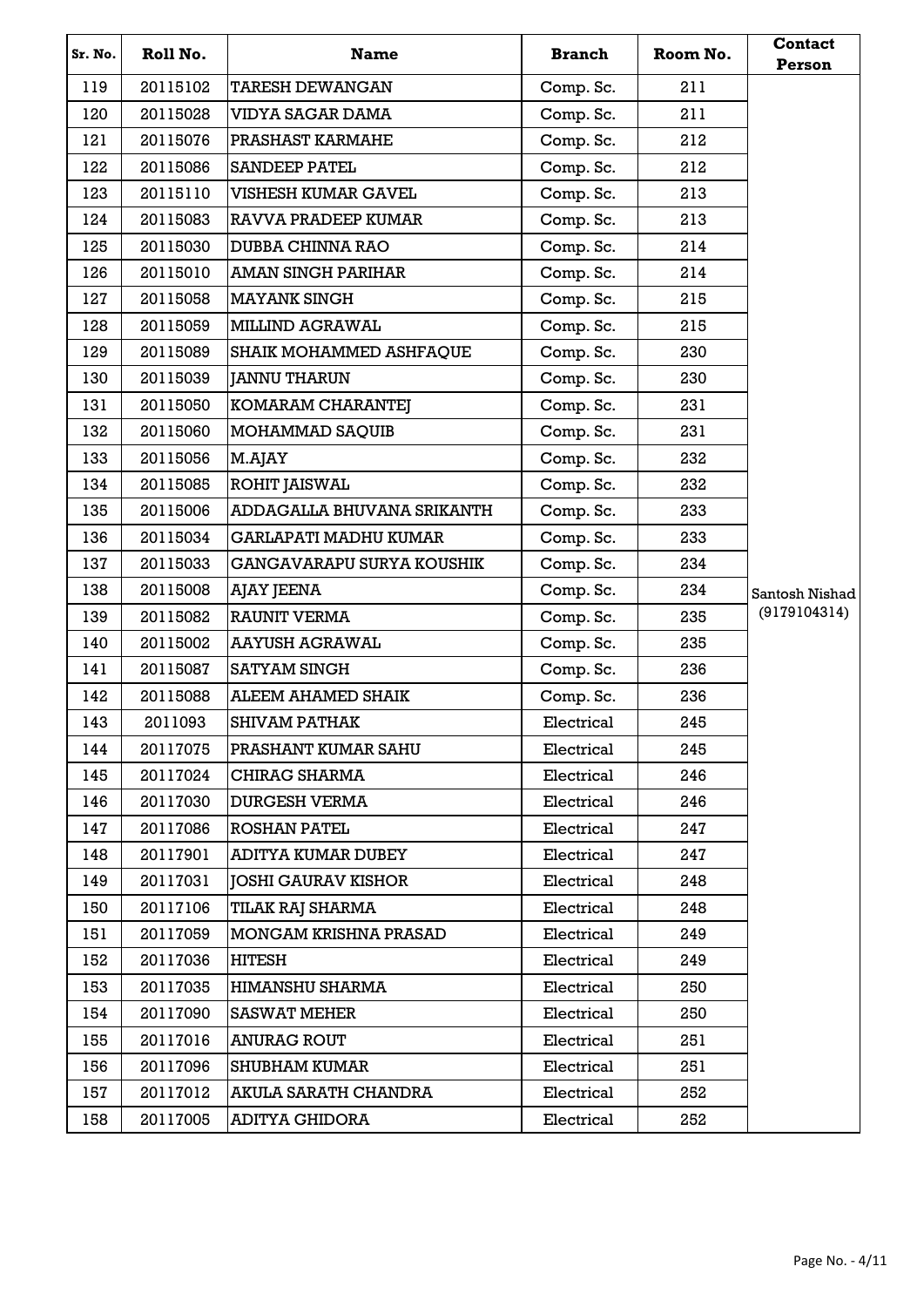| Sr. No. | Roll No. | Name | Branch | Room No. | Contact Person |
|---|---|---|---|---|---|
| 119 | 20115102 | TARESH DEWANGAN | Comp. Sc. | 211 | Santosh Nishad (9179104314) |
| 120 | 20115028 | VIDYA SAGAR DAMA | Comp. Sc. | 211 | |
| 121 | 20115076 | PRASHAST KARMAHE | Comp. Sc. | 212 | |
| 122 | 20115086 | SANDEEP PATEL | Comp. Sc. | 212 | |
| 123 | 20115110 | VISHESH KUMAR GAVEL | Comp. Sc. | 213 | |
| 124 | 20115083 | RAVVA PRADEEP KUMAR | Comp. Sc. | 213 | |
| 125 | 20115030 | DUBBA CHINNA RAO | Comp. Sc. | 214 | |
| 126 | 20115010 | AMAN SINGH PARIHAR | Comp. Sc. | 214 | |
| 127 | 20115058 | MAYANK SINGH | Comp. Sc. | 215 | |
| 128 | 20115059 | MILLIND AGRAWAL | Comp. Sc. | 215 | |
| 129 | 20115089 | SHAIK MOHAMMED ASHFAQUE | Comp. Sc. | 230 | |
| 130 | 20115039 | JANNU THARUN | Comp. Sc. | 230 | |
| 131 | 20115050 | KOMARAM CHARANTEJ | Comp. Sc. | 231 | |
| 132 | 20115060 | MOHAMMAD SAQUIB | Comp. Sc. | 231 | |
| 133 | 20115056 | M.AJAY | Comp. Sc. | 232 | |
| 134 | 20115085 | ROHIT JAISWAL | Comp. Sc. | 232 | |
| 135 | 20115006 | ADDAGALLA BHUVANA SRIKANTH | Comp. Sc. | 233 | |
| 136 | 20115034 | GARLAPATI MADHU KUMAR | Comp. Sc. | 233 | |
| 137 | 20115033 | GANGAVARAPU SURYA KOUSHIK | Comp. Sc. | 234 | |
| 138 | 20115008 | AJAY JEENA | Comp. Sc. | 234 | |
| 139 | 20115082 | RAUNIT VERMA | Comp. Sc. | 235 | |
| 140 | 20115002 | AAYUSH AGRAWAL | Comp. Sc. | 235 | |
| 141 | 20115087 | SATYAM SINGH | Comp. Sc. | 236 | |
| 142 | 20115088 | ALEEM AHAMED SHAIK | Comp. Sc. | 236 | |
| 143 | 2011093 | SHIVAM PATHAK | Electrical | 245 | |
| 144 | 20117075 | PRASHANT KUMAR SAHU | Electrical | 245 | |
| 145 | 20117024 | CHIRAG SHARMA | Electrical | 246 | |
| 146 | 20117030 | DURGESH VERMA | Electrical | 246 | |
| 147 | 20117086 | ROSHAN PATEL | Electrical | 247 | |
| 148 | 20117901 | ADITYA KUMAR DUBEY | Electrical | 247 | |
| 149 | 20117031 | JOSHI GAURAV KISHOR | Electrical | 248 | |
| 150 | 20117106 | TILAK RAJ SHARMA | Electrical | 248 | |
| 151 | 20117059 | MONGAM KRISHNA PRASAD | Electrical | 249 | |
| 152 | 20117036 | HITESH | Electrical | 249 | |
| 153 | 20117035 | HIMANSHU SHARMA | Electrical | 250 | |
| 154 | 20117090 | SASWAT MEHER | Electrical | 250 | |
| 155 | 20117016 | ANURAG ROUT | Electrical | 251 | |
| 156 | 20117096 | SHUBHAM KUMAR | Electrical | 251 | |
| 157 | 20117012 | AKULA SARATH CHANDRA | Electrical | 252 | |
| 158 | 20117005 | ADITYA GHIDORA | Electrical | 252 | |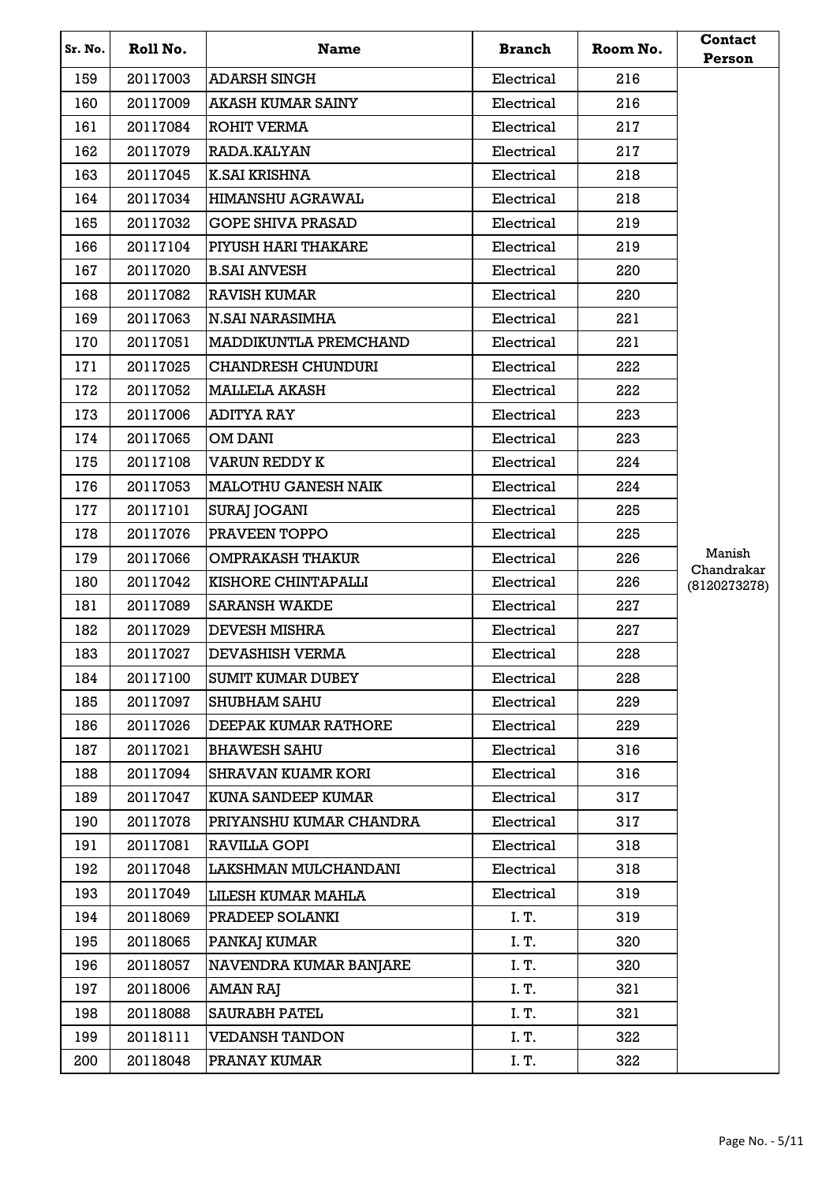| Sr. No. | Roll No. | Name | Branch | Room No. | Contact Person |
|---|---|---|---|---|---|
| 159 | 20117003 | ADARSH SINGH | Electrical | 216 | Manish Chandrakar (8120273278) |
| 160 | 20117009 | AKASH KUMAR SAINY | Electrical | 216 | |
| 161 | 20117084 | ROHIT VERMA | Electrical | 217 | |
| 162 | 20117079 | RADA.KALYAN | Electrical | 217 | |
| 163 | 20117045 | K.SAI KRISHNA | Electrical | 218 | |
| 164 | 20117034 | HIMANSHU AGRAWAL | Electrical | 218 | |
| 165 | 20117032 | GOPE SHIVA PRASAD | Electrical | 219 | |
| 166 | 20117104 | PIYUSH HARI THAKARE | Electrical | 219 | |
| 167 | 20117020 | B.SAI ANVESH | Electrical | 220 | |
| 168 | 20117082 | RAVISH KUMAR | Electrical | 220 | |
| 169 | 20117063 | N.SAI NARASIMHA | Electrical | 221 | |
| 170 | 20117051 | MADDIKUNTLA PREMCHAND | Electrical | 221 | |
| 171 | 20117025 | CHANDRESH CHUNDURI | Electrical | 222 | |
| 172 | 20117052 | MALLELA AKASH | Electrical | 222 | |
| 173 | 20117006 | ADITYA RAY | Electrical | 223 | |
| 174 | 20117065 | OM DANI | Electrical | 223 | |
| 175 | 20117108 | VARUN REDDY K | Electrical | 224 | |
| 176 | 20117053 | MALOTHU GANESH NAIK | Electrical | 224 | |
| 177 | 20117101 | SURAJ JOGANI | Electrical | 225 | |
| 178 | 20117076 | PRAVEEN TOPPO | Electrical | 225 | |
| 179 | 20117066 | OMPRAKASH THAKUR | Electrical | 226 | |
| 180 | 20117042 | KISHORE CHINTAPALLI | Electrical | 226 | |
| 181 | 20117089 | SARANSH WAKDE | Electrical | 227 | |
| 182 | 20117029 | DEVESH MISHRA | Electrical | 227 | |
| 183 | 20117027 | DEVASHISH VERMA | Electrical | 228 | |
| 184 | 20117100 | SUMIT KUMAR DUBEY | Electrical | 228 | |
| 185 | 20117097 | SHUBHAM SAHU | Electrical | 229 | |
| 186 | 20117026 | DEEPAK KUMAR RATHORE | Electrical | 229 | |
| 187 | 20117021 | BHAWESH SAHU | Electrical | 316 | |
| 188 | 20117094 | SHRAVAN KUAMR KORI | Electrical | 316 | |
| 189 | 20117047 | KUNA SANDEEP KUMAR | Electrical | 317 | |
| 190 | 20117078 | PRIYANSHU KUMAR CHANDRA | Electrical | 317 | |
| 191 | 20117081 | RAVILLA GOPI | Electrical | 318 | |
| 192 | 20117048 | LAKSHMAN MULCHANDANI | Electrical | 318 | |
| 193 | 20117049 | LILESH KUMAR MAHLA | Electrical | 319 | |
| 194 | 20118069 | PRADEEP SOLANKI | I. T. | 319 | |
| 195 | 20118065 | PANKAJ KUMAR | I. T. | 320 | |
| 196 | 20118057 | NAVENDRA KUMAR BANJARE | I. T. | 320 | |
| 197 | 20118006 | AMAN RAJ | I. T. | 321 | |
| 198 | 20118088 | SAURABH PATEL | I. T. | 321 | |
| 199 | 20118111 | VEDANSH TANDON | I. T. | 322 | |
| 200 | 20118048 | PRANAY KUMAR | I. T. | 322 | |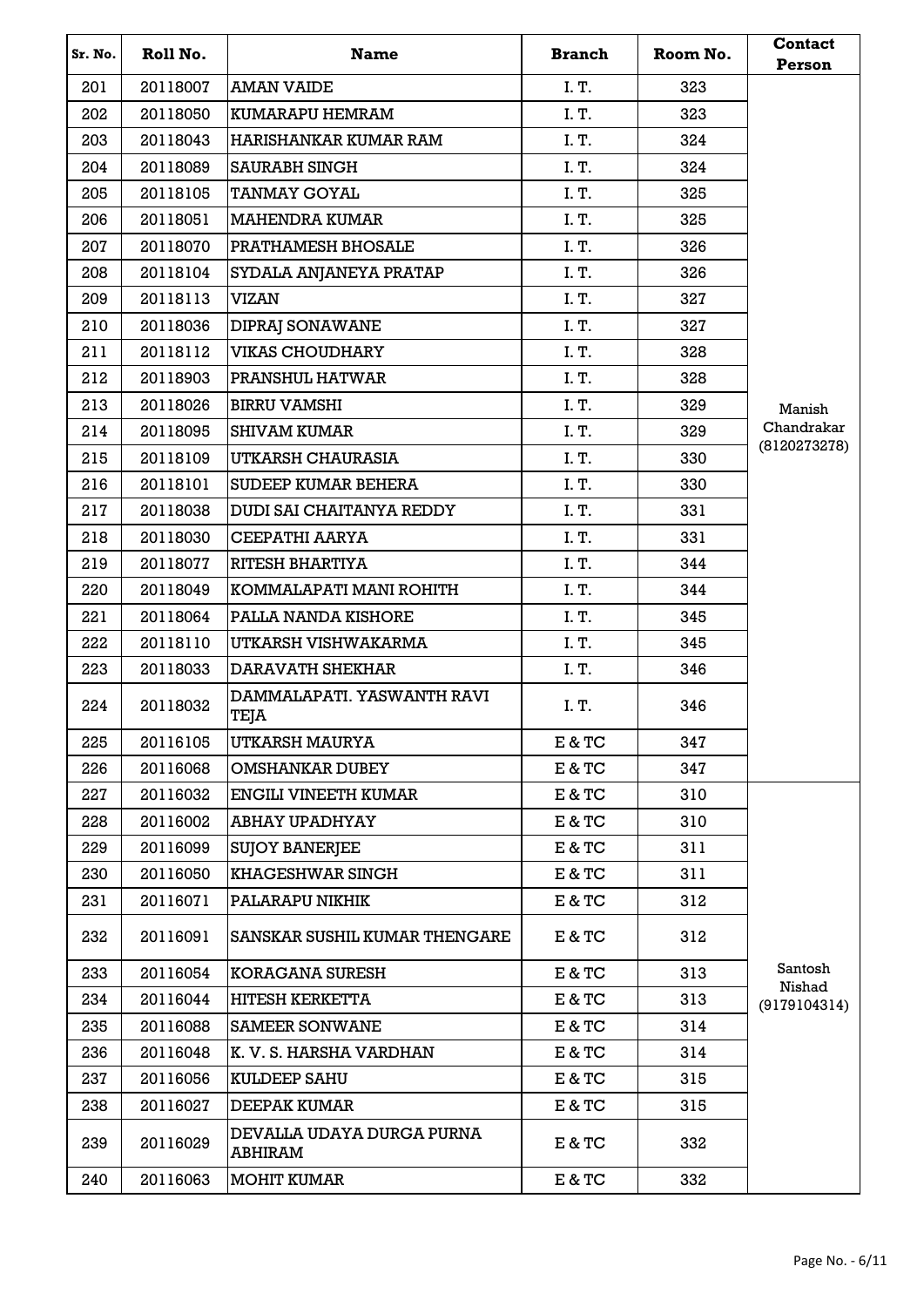| Sr. No. | Roll No. | Name | Branch | Room No. | Contact Person |
|---|---|---|---|---|---|
| 201 | 20118007 | AMAN VAIDE | I. T. | 323 | Manish Chandrakar (8120273278) |
| 202 | 20118050 | KUMARAPU HEMRAM | I. T. | 323 | |
| 203 | 20118043 | HARISHANKAR KUMAR RAM | I. T. | 324 | |
| 204 | 20118089 | SAURABH SINGH | I. T. | 324 | |
| 205 | 20118105 | TANMAY GOYAL | I. T. | 325 | |
| 206 | 20118051 | MAHENDRA KUMAR | I. T. | 325 | |
| 207 | 20118070 | PRATHAMESH BHOSALE | I. T. | 326 | |
| 208 | 20118104 | SYDALA ANJANEYA PRATAP | I. T. | 326 | |
| 209 | 20118113 | VIZAN | I. T. | 327 | |
| 210 | 20118036 | DIPRAJ SONAWANE | I. T. | 327 | |
| 211 | 20118112 | VIKAS CHOUDHARY | I. T. | 328 | |
| 212 | 20118903 | PRANSHUL HATWAR | I. T. | 328 | |
| 213 | 20118026 | BIRRU VAMSHI | I. T. | 329 | |
| 214 | 20118095 | SHIVAM KUMAR | I. T. | 329 | |
| 215 | 20118109 | UTKARSH CHAURASIA | I. T. | 330 | |
| 216 | 20118101 | SUDEEP KUMAR BEHERA | I. T. | 330 | |
| 217 | 20118038 | DUDI SAI CHAITANYA REDDY | I. T. | 331 | |
| 218 | 20118030 | CEEPATHI AARYA | I. T. | 331 | |
| 219 | 20118077 | RITESH BHARTIYA | I. T. | 344 | |
| 220 | 20118049 | KOMMALAPATI MANI ROHITH | I. T. | 344 | |
| 221 | 20118064 | PALLA NANDA KISHORE | I. T. | 345 | |
| 222 | 20118110 | UTKARSH VISHWAKARMA | I. T. | 345 | |
| 223 | 20118033 | DARAVATH SHEKHAR | I. T. | 346 | |
| 224 | 20118032 | DAMMALAPATI. YASWANTH RAVI TEJA | I. T. | 346 | |
| 225 | 20116105 | UTKARSH MAURYA | E & TC | 347 | |
| 226 | 20116068 | OMSHANKAR DUBEY | E & TC | 347 | |
| 227 | 20116032 | ENGILI VINEETH KUMAR | E & TC | 310 | Santosh Nishad (9179104314) |
| 228 | 20116002 | ABHAY UPADHYAY | E & TC | 310 | |
| 229 | 20116099 | SUJOY BANERJEE | E & TC | 311 | |
| 230 | 20116050 | KHAGESHWAR SINGH | E & TC | 311 | |
| 231 | 20116071 | PALARAPU NIKHIK | E & TC | 312 | |
| 232 | 20116091 | SANSKAR SUSHIL KUMAR THENGARE | E & TC | 312 | |
| 233 | 20116054 | KORAGANA SURESH | E & TC | 313 | |
| 234 | 20116044 | HITESH KERKETTA | E & TC | 313 | |
| 235 | 20116088 | SAMEER SONWANE | E & TC | 314 | |
| 236 | 20116048 | K. V. S. HARSHA VARDHAN | E & TC | 314 | |
| 237 | 20116056 | KULDEEP SAHU | E & TC | 315 | |
| 238 | 20116027 | DEEPAK KUMAR | E & TC | 315 | |
| 239 | 20116029 | DEVALLA UDAYA DURGA PURNA ABHIRAM | E & TC | 332 | |
| 240 | 20116063 | MOHIT KUMAR | E & TC | 332 | |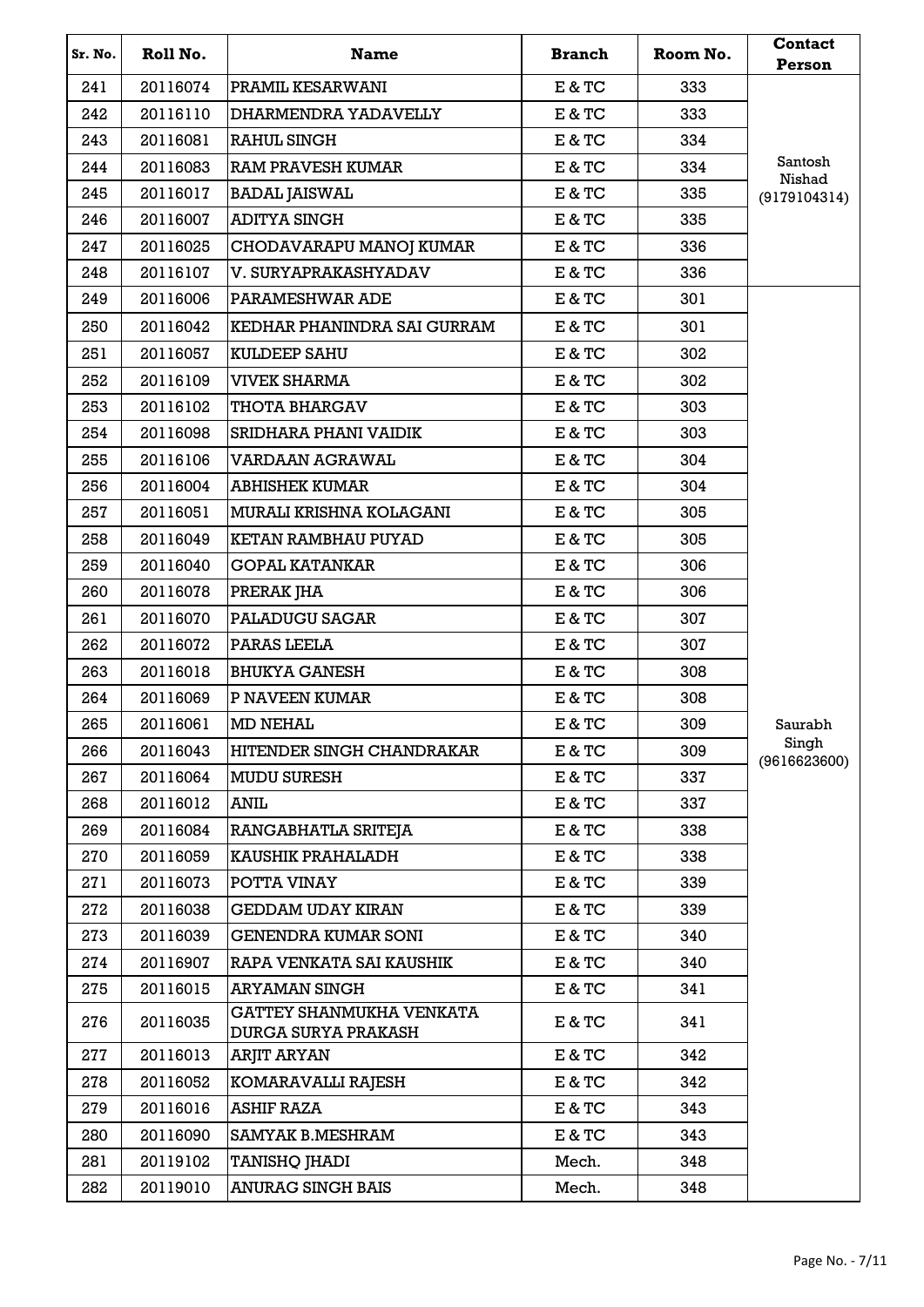| Sr. No. | Roll No. | Name | Branch | Room No. | Contact Person |
|---|---|---|---|---|---|
| 241 | 20116074 | PRAMIL KESARWANI | E & TC | 333 | Santosh Nishad (9179104314) |
| 242 | 20116110 | DHARMENDRA YADAVELLY | E & TC | 333 | |
| 243 | 20116081 | RAHUL SINGH | E & TC | 334 | |
| 244 | 20116083 | RAM PRAVESH KUMAR | E & TC | 334 | |
| 245 | 20116017 | BADAL JAISWAL | E & TC | 335 | |
| 246 | 20116007 | ADITYA SINGH | E & TC | 335 | |
| 247 | 20116025 | CHODAVARAPU MANOJ KUMAR | E & TC | 336 | |
| 248 | 20116107 | V. SURYAPRAKASHYADAV | E & TC | 336 | |
| 249 | 20116006 | PARAMESHWAR ADE | E & TC | 301 | Saurabh Singh (9616623600) |
| 250 | 20116042 | KEDHAR PHANINDRA SAI GURRAM | E & TC | 301 | |
| 251 | 20116057 | KULDEEP SAHU | E & TC | 302 | |
| 252 | 20116109 | VIVEK SHARMA | E & TC | 302 | |
| 253 | 20116102 | THOTA BHARGAV | E & TC | 303 | |
| 254 | 20116098 | SRIDHARA PHANI VAIDIK | E & TC | 303 | |
| 255 | 20116106 | VARDAAN AGRAWAL | E & TC | 304 | |
| 256 | 20116004 | ABHISHEK KUMAR | E & TC | 304 | |
| 257 | 20116051 | MURALI KRISHNA KOLAGANI | E & TC | 305 | |
| 258 | 20116049 | KETAN RAMBHAU PUYAD | E & TC | 305 | |
| 259 | 20116040 | GOPAL KATANKAR | E & TC | 306 | |
| 260 | 20116078 | PRERAK JHA | E & TC | 306 | |
| 261 | 20116070 | PALADUGU SAGAR | E & TC | 307 | |
| 262 | 20116072 | PARAS LEELA | E & TC | 307 | |
| 263 | 20116018 | BHUKYA GANESH | E & TC | 308 | |
| 264 | 20116069 | P NAVEEN KUMAR | E & TC | 308 | |
| 265 | 20116061 | MD NEHAL | E & TC | 309 | |
| 266 | 20116043 | HITENDER SINGH CHANDRAKAR | E & TC | 309 | |
| 267 | 20116064 | MUDU SURESH | E & TC | 337 | |
| 268 | 20116012 | ANIL | E & TC | 337 | |
| 269 | 20116084 | RANGABHATLA SRITEJA | E & TC | 338 | |
| 270 | 20116059 | KAUSHIK PRAHALADH | E & TC | 338 | |
| 271 | 20116073 | POTTA VINAY | E & TC | 339 | |
| 272 | 20116038 | GEDDAM UDAY KIRAN | E & TC | 339 | |
| 273 | 20116039 | GENENDRA KUMAR SONI | E & TC | 340 | |
| 274 | 20116907 | RAPA VENKATA SAI KAUSHIK | E & TC | 340 | |
| 275 | 20116015 | ARYAMAN SINGH | E & TC | 341 | |
| 276 | 20116035 | GATTEY SHANMUKHA VENKATA DURGA SURYA PRAKASH | E & TC | 341 | |
| 277 | 20116013 | ARJIT ARYAN | E & TC | 342 | |
| 278 | 20116052 | KOMARAVALLI RAJESH | E & TC | 342 | |
| 279 | 20116016 | ASHIF RAZA | E & TC | 343 | |
| 280 | 20116090 | SAMYAK B.MESHRAM | E & TC | 343 | |
| 281 | 20119102 | TANISHQ JHADI | Mech. | 348 | |
| 282 | 20119010 | ANURAG SINGH BAIS | Mech. | 348 | |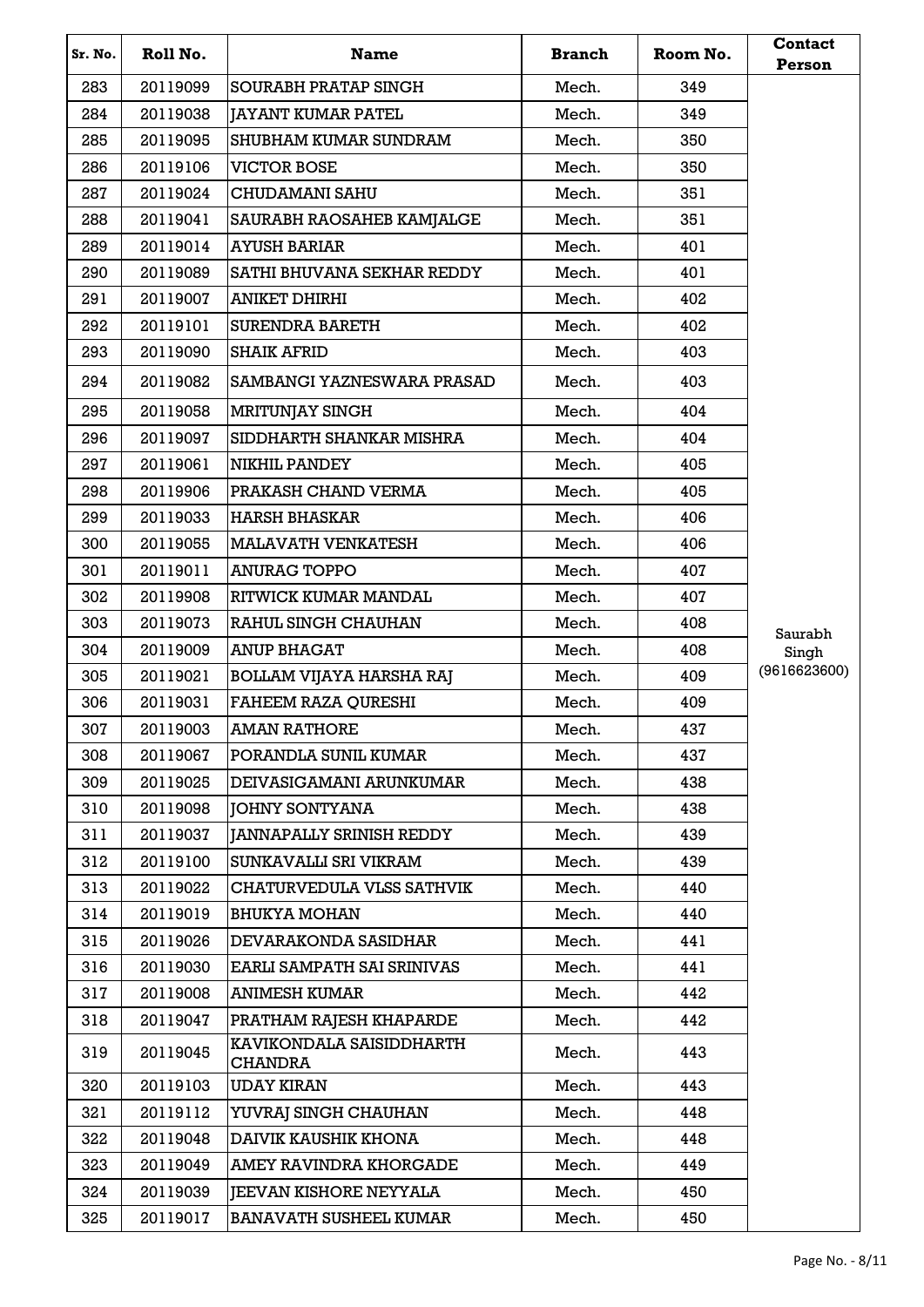| Sr. No. | Roll No. | Name | Branch | Room No. | Contact Person |
|---|---|---|---|---|---|
| 283 | 20119099 | SOURABH PRATAP SINGH | Mech. | 349 | Saurabh Singh (9616623600) |
| 284 | 20119038 | JAYANT KUMAR PATEL | Mech. | 349 | |
| 285 | 20119095 | SHUBHAM KUMAR SUNDRAM | Mech. | 350 | |
| 286 | 20119106 | VICTOR BOSE | Mech. | 350 | |
| 287 | 20119024 | CHUDAMANI SAHU | Mech. | 351 | |
| 288 | 20119041 | SAURABH RAOSAHEB KAMJALGE | Mech. | 351 | |
| 289 | 20119014 | AYUSH BARIAR | Mech. | 401 | |
| 290 | 20119089 | SATHI BHUVANA SEKHAR REDDY | Mech. | 401 | |
| 291 | 20119007 | ANIKET DHIRHI | Mech. | 402 | |
| 292 | 20119101 | SURENDRA BARETH | Mech. | 402 | |
| 293 | 20119090 | SHAIK AFRID | Mech. | 403 | |
| 294 | 20119082 | SAMBANGI YAZNESWARA PRASAD | Mech. | 403 | |
| 295 | 20119058 | MRITUNJAY SINGH | Mech. | 404 | |
| 296 | 20119097 | SIDDHARTH SHANKAR MISHRA | Mech. | 404 | |
| 297 | 20119061 | NIKHIL PANDEY | Mech. | 405 | |
| 298 | 20119906 | PRAKASH CHAND VERMA | Mech. | 405 | |
| 299 | 20119033 | HARSH BHASKAR | Mech. | 406 | |
| 300 | 20119055 | MALAVATH VENKATESH | Mech. | 406 | |
| 301 | 20119011 | ANURAG TOPPO | Mech. | 407 | |
| 302 | 20119908 | RITWICK KUMAR MANDAL | Mech. | 407 | |
| 303 | 20119073 | RAHUL SINGH CHAUHAN | Mech. | 408 | |
| 304 | 20119009 | ANUP BHAGAT | Mech. | 408 | |
| 305 | 20119021 | BOLLAM VIJAYA HARSHA RAJ | Mech. | 409 | |
| 306 | 20119031 | FAHEEM RAZA QURESHI | Mech. | 409 | |
| 307 | 20119003 | AMAN RATHORE | Mech. | 437 | |
| 308 | 20119067 | PORANDLA SUNIL KUMAR | Mech. | 437 | |
| 309 | 20119025 | DEIVASIGAMANI ARUNKUMAR | Mech. | 438 | |
| 310 | 20119098 | JOHNY SONTYANA | Mech. | 438 | |
| 311 | 20119037 | JANNAPALLY SRINISH REDDY | Mech. | 439 | |
| 312 | 20119100 | SUNKAVALLI SRI VIKRAM | Mech. | 439 | |
| 313 | 20119022 | CHATURVEDULA VLSS SATHVIK | Mech. | 440 | |
| 314 | 20119019 | BHUKYA MOHAN | Mech. | 440 | |
| 315 | 20119026 | DEVARAKONDA SASIDHAR | Mech. | 441 | |
| 316 | 20119030 | EARLI SAMPATH SAI SRINIVAS | Mech. | 441 | |
| 317 | 20119008 | ANIMESH KUMAR | Mech. | 442 | |
| 318 | 20119047 | PRATHAM RAJESH KHAPARDE | Mech. | 442 | |
| 319 | 20119045 | KAVIKONDALA SAISIDDHARTH CHANDRA | Mech. | 443 | |
| 320 | 20119103 | UDAY KIRAN | Mech. | 443 | |
| 321 | 20119112 | YUVRAJ SINGH CHAUHAN | Mech. | 448 | |
| 322 | 20119048 | DAIVIK KAUSHIK KHONA | Mech. | 448 | |
| 323 | 20119049 | AMEY RAVINDRA KHORGADE | Mech. | 449 | |
| 324 | 20119039 | JEEVAN KISHORE NEYYALA | Mech. | 450 | |
| 325 | 20119017 | BANAVATH SUSHEEL KUMAR | Mech. | 450 | |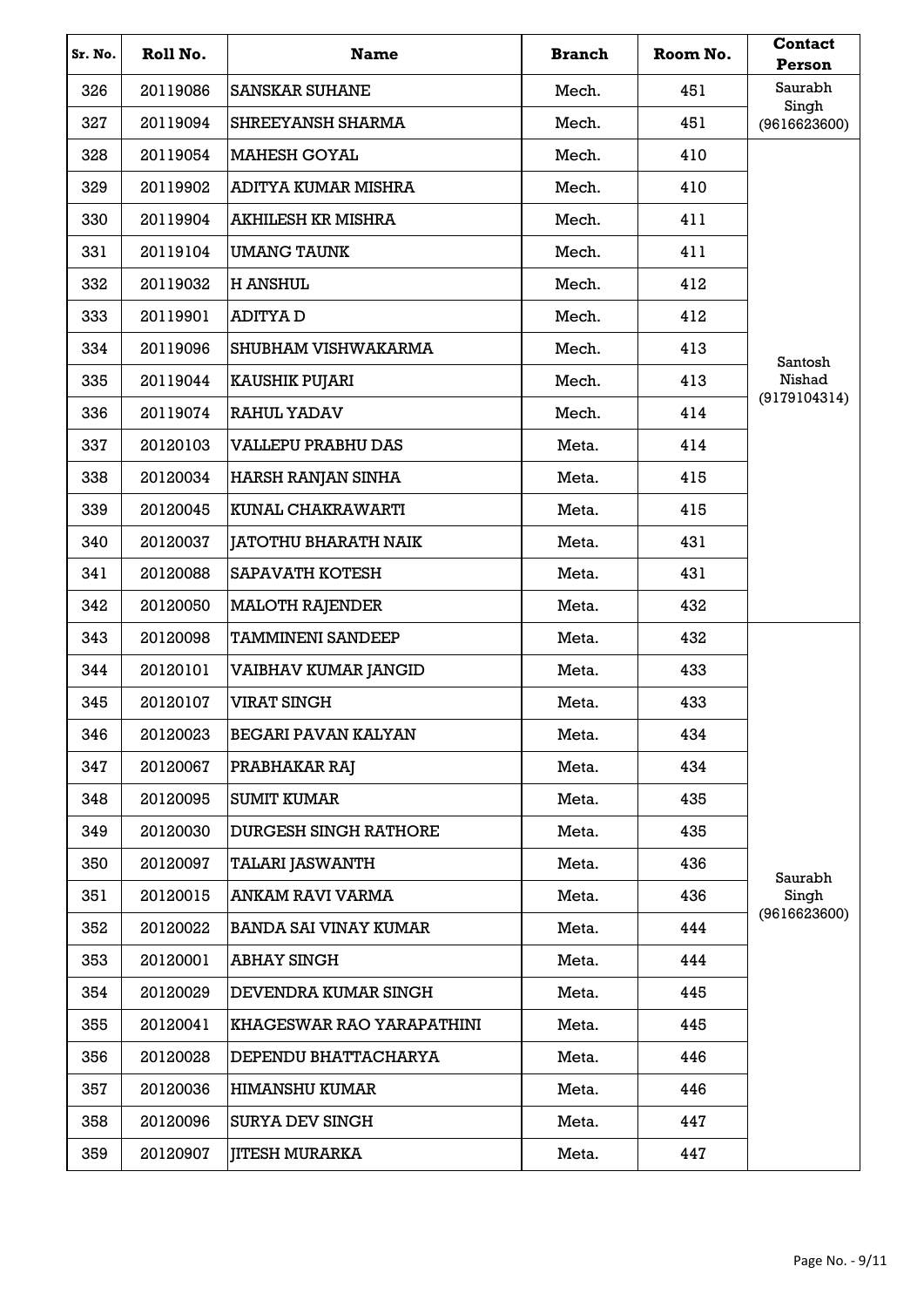| Sr. No. | Roll No. | Name | Branch | Room No. | Contact Person |
|---|---|---|---|---|---|
| 326 | 20119086 | SANSKAR SUHANE | Mech. | 451 | Saurabh Singh (9616623600) |
| 327 | 20119094 | SHREEYANSH SHARMA | Mech. | 451 | |
| 328 | 20119054 | MAHESH GOYAL | Mech. | 410 | Santosh Nishad (9179104314) |
| 329 | 20119902 | ADITYA KUMAR MISHRA | Mech. | 410 | |
| 330 | 20119904 | AKHILESH KR MISHRA | Mech. | 411 | |
| 331 | 20119104 | UMANG TAUNK | Mech. | 411 | |
| 332 | 20119032 | H ANSHUL | Mech. | 412 | |
| 333 | 20119901 | ADITYA D | Mech. | 412 | |
| 334 | 20119096 | SHUBHAM VISHWAKARMA | Mech. | 413 | |
| 335 | 20119044 | KAUSHIK PUJARI | Mech. | 413 | |
| 336 | 20119074 | RAHUL YADAV | Mech. | 414 | |
| 337 | 20120103 | VALLEPU PRABHU DAS | Meta. | 414 | |
| 338 | 20120034 | HARSH RANJAN SINHA | Meta. | 415 | |
| 339 | 20120045 | KUNAL CHAKRAWARTI | Meta. | 415 | |
| 340 | 20120037 | JATOTHU BHARATH NAIK | Meta. | 431 | |
| 341 | 20120088 | SAPAVATH KOTESH | Meta. | 431 | |
| 342 | 20120050 | MALOTH RAJENDER | Meta. | 432 | |
| 343 | 20120098 | TAMMINENI SANDEEP | Meta. | 432 | Saurabh Singh (9616623600) |
| 344 | 20120101 | VAIBHAV KUMAR JANGID | Meta. | 433 | |
| 345 | 20120107 | VIRAT SINGH | Meta. | 433 | |
| 346 | 20120023 | BEGARI PAVAN KALYAN | Meta. | 434 | |
| 347 | 20120067 | PRABHAKAR RAJ | Meta. | 434 | |
| 348 | 20120095 | SUMIT KUMAR | Meta. | 435 | |
| 349 | 20120030 | DURGESH SINGH RATHORE | Meta. | 435 | |
| 350 | 20120097 | TALARI JASWANTH | Meta. | 436 | |
| 351 | 20120015 | ANKAM RAVI VARMA | Meta. | 436 | |
| 352 | 20120022 | BANDA SAI VINAY KUMAR | Meta. | 444 | |
| 353 | 20120001 | ABHAY SINGH | Meta. | 444 | |
| 354 | 20120029 | DEVENDRA KUMAR SINGH | Meta. | 445 | |
| 355 | 20120041 | KHAGESWAR RAO YARAPATHINI | Meta. | 445 | |
| 356 | 20120028 | DEPENDU BHATTACHARYA | Meta. | 446 | |
| 357 | 20120036 | HIMANSHU KUMAR | Meta. | 446 | |
| 358 | 20120096 | SURYA DEV SINGH | Meta. | 447 | |
| 359 | 20120907 | JITESH MURARKA | Meta. | 447 | |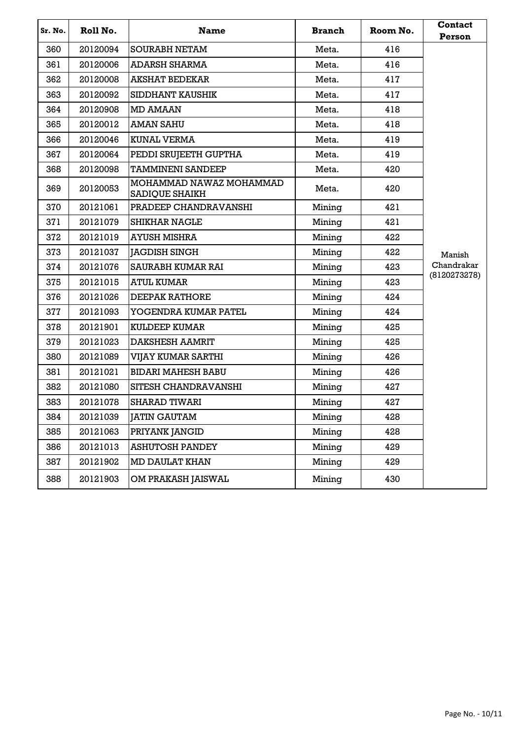| Sr. No. | Roll No. | Name | Branch | Room No. | Contact Person |
|---|---|---|---|---|---|
| 360 | 20120094 | SOURABH NETAM | Meta. | 416 | Manish Chandrakar (8120273278) |
| 361 | 20120006 | ADARSH SHARMA | Meta. | 416 | |
| 362 | 20120008 | AKSHAT BEDEKAR | Meta. | 417 | |
| 363 | 20120092 | SIDDHANT KAUSHIK | Meta. | 417 | |
| 364 | 20120908 | MD AMAAN | Meta. | 418 | |
| 365 | 20120012 | AMAN SAHU | Meta. | 418 | |
| 366 | 20120046 | KUNAL VERMA | Meta. | 419 | |
| 367 | 20120064 | PEDDI SRUJEETH GUPTHA | Meta. | 419 | |
| 368 | 20120098 | TAMMINENI SANDEEP | Meta. | 420 | |
| 369 | 20120053 | MOHAMMAD NAWAZ MOHAMMAD SADIQUE SHAIKH | Meta. | 420 | |
| 370 | 20121061 | PRADEEP CHANDRAVANSHI | Mining | 421 | |
| 371 | 20121079 | SHIKHAR NAGLE | Mining | 421 | |
| 372 | 20121019 | AYUSH MISHRA | Mining | 422 | |
| 373 | 20121037 | JAGDISH SINGH | Mining | 422 | |
| 374 | 20121076 | SAURABH KUMAR RAI | Mining | 423 | |
| 375 | 20121015 | ATUL KUMAR | Mining | 423 | |
| 376 | 20121026 | DEEPAK RATHORE | Mining | 424 | |
| 377 | 20121093 | YOGENDRA KUMAR PATEL | Mining | 424 | |
| 378 | 20121901 | KULDEEP KUMAR | Mining | 425 | |
| 379 | 20121023 | DAKSHESH AAMRIT | Mining | 425 | |
| 380 | 20121089 | VIJAY KUMAR SARTHI | Mining | 426 | |
| 381 | 20121021 | BIDARI MAHESH BABU | Mining | 426 | |
| 382 | 20121080 | SITESH CHANDRAVANSHI | Mining | 427 | |
| 383 | 20121078 | SHARAD TIWARI | Mining | 427 | |
| 384 | 20121039 | JATIN GAUTAM | Mining | 428 | |
| 385 | 20121063 | PRIYANK JANGID | Mining | 428 | |
| 386 | 20121013 | ASHUTOSH PANDEY | Mining | 429 | |
| 387 | 20121902 | MD DAULAT KHAN | Mining | 429 | |
| 388 | 20121903 | OM PRAKASH JAISWAL | Mining | 430 | |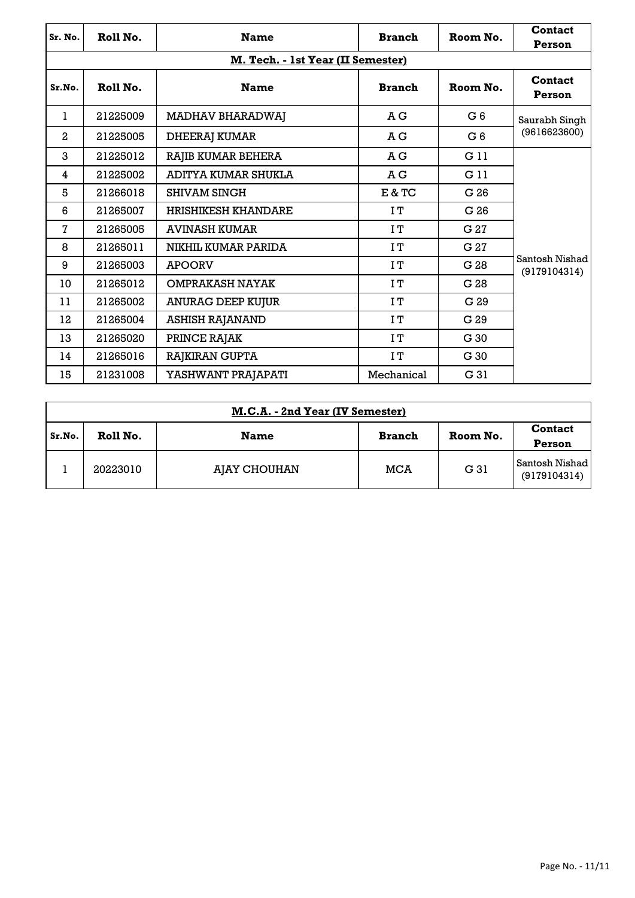| Sr. No. | Roll No. | Name | Branch | Room No. | Contact Person |
|---|---|---|---|---|---|
| **M. Tech. - 1st Year (II Semester)** | | | | | |
| **Sr.No.** | **Roll No.** | **Name** | **Branch** | **Room No.** | **Contact Person** |
| 1 | 21225009 | MADHAV BHARADWAJ | A G | G 6 | Saurabh Singh (9616623600) |
| 2 | 21225005 | DHEERAJ KUMAR | A G | G 6 | |
| 3 | 21225012 | RAJIB KUMAR BEHERA | A G | G 11 | Santosh Nishad (9179104314) |
| 4 | 21225002 | ADITYA KUMAR SHUKLA | A G | G 11 | |
| 5 | 21266018 | SHIVAM SINGH | E & TC | G 26 | |
| 6 | 21265007 | HRISHIKESH KHANDARE | I T | G 26 | |
| 7 | 21265005 | AVINASH KUMAR | I T | G 27 | |
| 8 | 21265011 | NIKHIL KUMAR PARIDA | I T | G 27 | |
| 9 | 21265003 | APOORV | I T | G 28 | |
| 10 | 21265012 | OMPRAKASH NAYAK | I T | G 28 | |
| 11 | 21265002 | ANURAG DEEP KUJUR | I T | G 29 | |
| 12 | 21265004 | ASHISH RAJANAND | I T | G 29 | |
| 13 | 21265020 | PRINCE RAJAK | I T | G 30 | |
| 14 | 21265016 | RAJKIRAN GUPTA | I T | G 30 | |
| 15 | 21231008 | YASHWANT PRAJAPATI | Mechanical | G 31 | |

| **M.C.A. - 2nd Year (IV Semester)** | | | | | |
|---|---|---|---|---|---|
| **Sr.No.** | **Roll No.** | **Name** | **Branch** | **Room No.** | **Contact Person** |
| 1 | 20223010 | AJAY CHOUHAN | MCA | G 31 | Santosh Nishad (9179104314) |